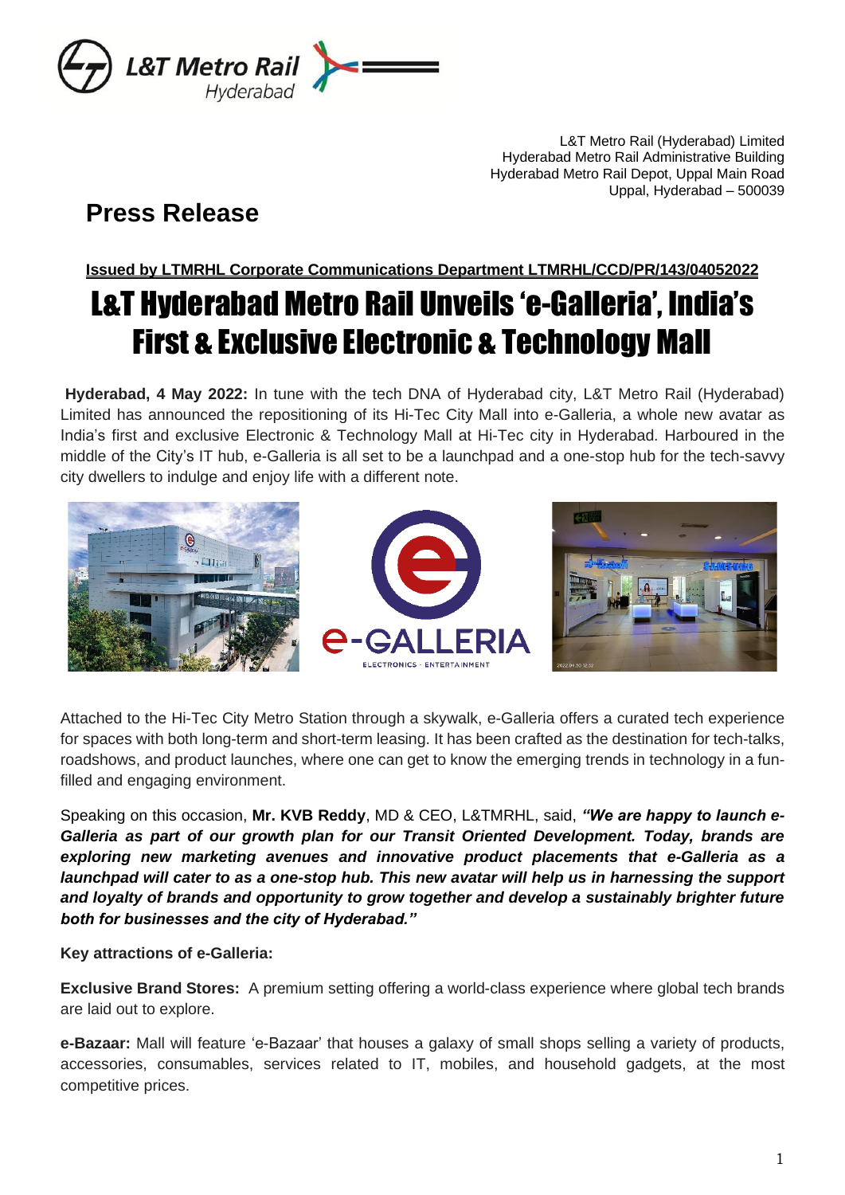L&T Metro Rail (Hyderabad) Limited
Hyderabad Metro Rail Administrative Building
Hyderabad Metro Rail Depot, Uppal Main Road
Uppal, Hyderabad – 500039

## Press Release

**Issued by LTMRHL Corporate Communications Department LTMRHL/CCD/PR/143/04052022**

# L&T Hyderabad Metro Rail Unveils 'e-Galleria', India's First & Exclusive Electronic & Technology Mall

**Hyderabad, 4 May 2022:** In tune with the tech DNA of Hyderabad city, L&T Metro Rail (Hyderabad) Limited has announced the repositioning of its Hi-Tec City Mall into e-Galleria, a whole new avatar as India's first and exclusive Electronic & Technology Mall at Hi-Tec city in Hyderabad. Harboured in the middle of the City's IT hub, e-Galleria is all set to be a launchpad and a one-stop hub for the tech-savvy city dwellers to indulge and enjoy life with a different note.

Attached to the Hi-Tec City Metro Station through a skywalk, e-Galleria offers a curated tech experience for spaces with both long-term and short-term leasing. It has been crafted as the destination for tech-talks, roadshows, and product launches, where one can get to know the emerging trends in technology in a fun-filled and engaging environment.

Speaking on this occasion, **Mr. KVB Reddy**, MD & CEO, L&TMRHL, said, ***"We are happy to launch e-Galleria as part of our growth plan for our Transit Oriented Development. Today, brands are exploring new marketing avenues and innovative product placements that e-Galleria as a launchpad will cater to as a one-stop hub. This new avatar will help us in harnessing the support and loyalty of brands and opportunity to grow together and develop a sustainably brighter future both for businesses and the city of Hyderabad."***

**Key attractions of e-Galleria:**

**Exclusive Brand Stores:** A premium setting offering a world-class experience where global tech brands are laid out to explore.

**e-Bazaar:** Mall will feature 'e-Bazaar' that houses a galaxy of small shops selling a variety of products, accessories, consumables, services related to IT, mobiles, and household gadgets, at the most competitive prices.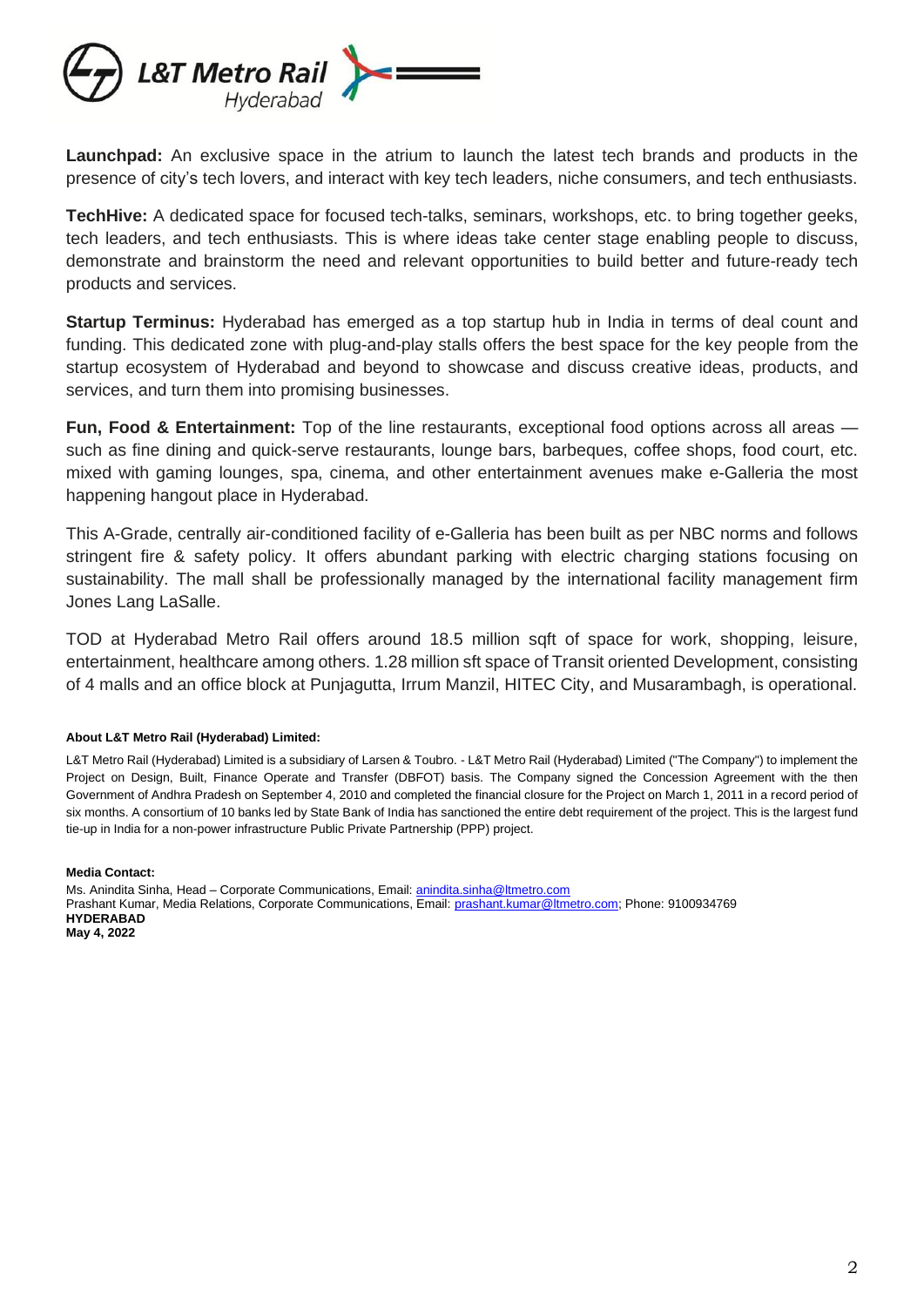**Launchpad:** An exclusive space in the atrium to launch the latest tech brands and products in the presence of city's tech lovers, and interact with key tech leaders, niche consumers, and tech enthusiasts.

**TechHive:** A dedicated space for focused tech-talks, seminars, workshops, etc. to bring together geeks, tech leaders, and tech enthusiasts. This is where ideas take center stage enabling people to discuss, demonstrate and brainstorm the need and relevant opportunities to build better and future-ready tech products and services.

**Startup Terminus:** Hyderabad has emerged as a top startup hub in India in terms of deal count and funding. This dedicated zone with plug-and-play stalls offers the best space for the key people from the startup ecosystem of Hyderabad and beyond to showcase and discuss creative ideas, products, and services, and turn them into promising businesses.

**Fun, Food & Entertainment:** Top of the line restaurants, exceptional food options across all areas — such as fine dining and quick-serve restaurants, lounge bars, barbeques, coffee shops, food court, etc. mixed with gaming lounges, spa, cinema, and other entertainment avenues make e-Galleria the most happening hangout place in Hyderabad.

This A-Grade, centrally air-conditioned facility of e-Galleria has been built as per NBC norms and follows stringent fire & safety policy. It offers abundant parking with electric charging stations focusing on sustainability. The mall shall be professionally managed by the international facility management firm Jones Lang LaSalle.

TOD at Hyderabad Metro Rail offers around 18.5 million sqft of space for work, shopping, leisure, entertainment, healthcare among others. 1.28 million sft space of Transit oriented Development, consisting of 4 malls and an office block at Punjagutta, Irrum Manzil, HITEC City, and Musarambagh, is operational.

**About L&T Metro Rail (Hyderabad) Limited:**

L&T Metro Rail (Hyderabad) Limited is a subsidiary of Larsen & Toubro. - L&T Metro Rail (Hyderabad) Limited ("The Company") to implement the Project on Design, Built, Finance Operate and Transfer (DBFOT) basis. The Company signed the Concession Agreement with the then Government of Andhra Pradesh on September 4, 2010 and completed the financial closure for the Project on March 1, 2011 in a record period of six months. A consortium of 10 banks led by State Bank of India has sanctioned the entire debt requirement of the project. This is the largest fund tie-up in India for a non-power infrastructure Public Private Partnership (PPP) project.

**Media Contact:**

Ms. Anindita Sinha, Head – Corporate Communications, Email: anindita.sinha@ltmetro.com
Prashant Kumar, Media Relations, Corporate Communications, Email: prashant.kumar@ltmetro.com; Phone: 9100934769
**HYDERABAD**
**May 4, 2022**